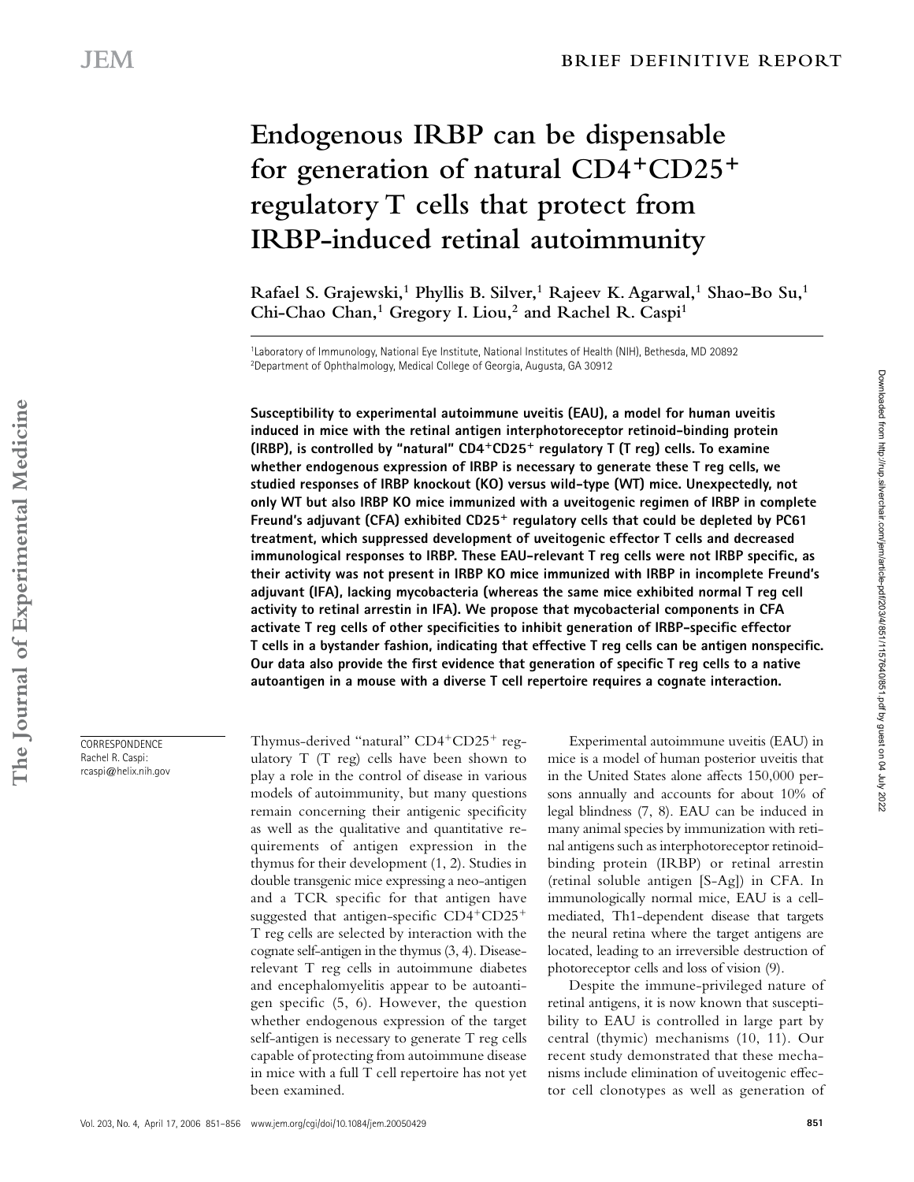# Endogenous IRBP can be dispensable for generation of natural CD4⁺CD25⁺ regulatory T cells that protect from IRBP-induced retinal autoimmunity

Rafael S. Grajewski,[1] Phyllis B. Silver,[1] Rajeev K. Agarwal,[1] Shao-Bo Su,[1] Chi-Chao Chan,[1] Gregory I. Liou,[2] and Rachel R. Caspi[1]

[1]Laboratory of Immunology, National Eye Institute, National Institutes of Health (NIH), Bethesda, MD 20892
[2]Department of Ophthalmology, Medical College of Georgia, Augusta, GA 30912

**Susceptibility to experimental autoimmune uveitis (EAU), a model for human uveitis induced in mice with the retinal antigen interphotoreceptor retinoid-binding protein (IRBP), is controlled by "natural" $CD4^+CD25^+$ regulatory T (T reg) cells. To examine whether endogenous expression of IRBP is necessary to generate these T reg cells, we studied responses of IRBP knockout (KO) versus wild-type (WT) mice. Unexpectedly, not only WT but also IRBP KO mice immunized with a uveitogenic regimen of IRBP in complete Freund's adjuvant (CFA) exhibited $CD25^+$ regulatory cells that could be depleted by PC61 treatment, which suppressed development of uveitogenic effector T cells and decreased immunological responses to IRBP. These EAU-relevant T reg cells were not IRBP specific, as their activity was not present in IRBP KO mice immunized with IRBP in incomplete Freund's adjuvant (IFA), lacking mycobacteria (whereas the same mice exhibited normal T reg cell activity to retinal arrestin in IFA). We propose that mycobacterial components in CFA activate T reg cells of other specificities to inhibit generation of IRBP-specific effector T cells in a bystander fashion, indicating that effective T reg cells can be antigen nonspecific. Our data also provide the first evidence that generation of specific T reg cells to a native autoantigen in a mouse with a diverse T cell repertoire requires a cognate interaction.**

CORRESPONDENCE
Rachel R. Caspi:
rcaspi@helix.nih.gov

Thymus-derived "natural" $CD4^+CD25^+$ regulatory T (T reg) cells have been shown to play a role in the control of disease in various models of autoimmunity, but many questions remain concerning their antigenic specificity as well as the qualitative and quantitative requirements of antigen expression in the thymus for their development (1, 2). Studies in double transgenic mice expressing a neo-antigen and a TCR specific for that antigen have suggested that antigen-specific $CD4^+CD25^+$ T reg cells are selected by interaction with the cognate self-antigen in the thymus (3, 4). Disease-relevant T reg cells in autoimmune diabetes and encephalomyelitis appear to be autoantigen specific (5, 6). However, the question whether endogenous expression of the target self-antigen is necessary to generate T reg cells capable of protecting from autoimmune disease in mice with a full T cell repertoire has not yet been examined.

Experimental autoimmune uveitis (EAU) in mice is a model of human posterior uveitis that in the United States alone affects 150,000 persons annually and accounts for about 10% of legal blindness (7, 8). EAU can be induced in many animal species by immunization with retinal antigens such as interphotoreceptor retinoid-binding protein (IRBP) or retinal arrestin (retinal soluble antigen [S-Ag]) in CFA. In immunologically normal mice, EAU is a cell-mediated, Th1-dependent disease that targets the neural retina where the target antigens are located, leading to an irreversible destruction of photoreceptor cells and loss of vision (9).

Despite the immune-privileged nature of retinal antigens, it is now known that susceptibility to EAU is controlled in large part by central (thymic) mechanisms (10, 11). Our recent study demonstrated that these mechanisms include elimination of uveitogenic effector cell clonotypes as well as generation of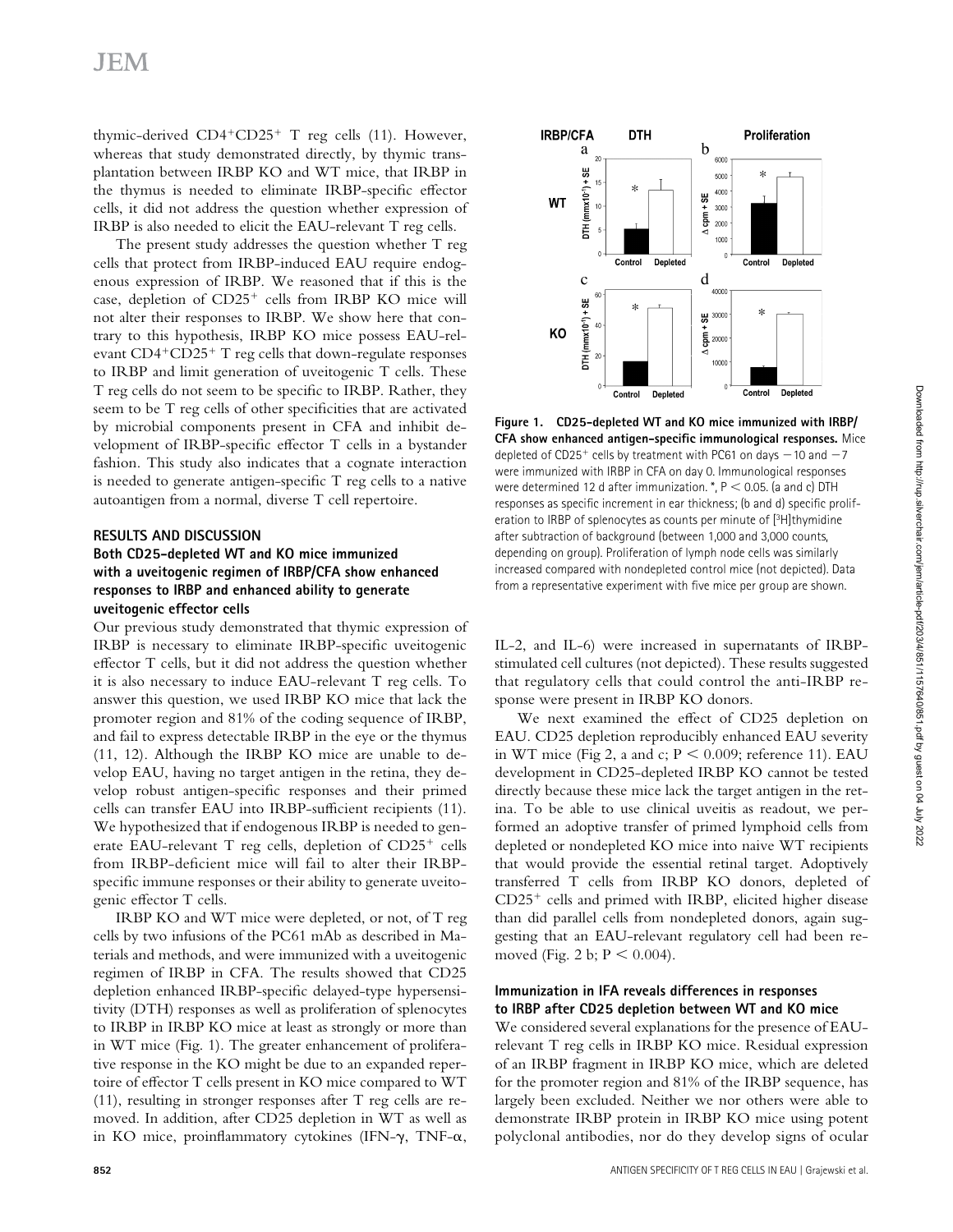thymic-derived CD4+CD25+ T reg cells (11). However, whereas that study demonstrated directly, by thymic transplantation between IRBP KO and WT mice, that IRBP in the thymus is needed to eliminate IRBP-specific effector cells, it did not address the question whether expression of IRBP is also needed to elicit the EAU-relevant T reg cells.

The present study addresses the question whether T reg cells that protect from IRBP-induced EAU require endogenous expression of IRBP. We reasoned that if this is the case, depletion of CD25+ cells from IRBP KO mice will not alter their responses to IRBP. We show here that contrary to this hypothesis, IRBP KO mice possess EAU-relevant CD4+CD25+ T reg cells that down-regulate responses to IRBP and limit generation of uveitogenic T cells. These T reg cells do not seem to be specific to IRBP. Rather, they seem to be T reg cells of other specificities that are activated by microbial components present in CFA and inhibit development of IRBP-specific effector T cells in a bystander fashion. This study also indicates that a cognate interaction is needed to generate antigen-specific T reg cells to a native autoantigen from a normal, diverse T cell repertoire.

## RESULTS AND DISCUSSION

### Both CD25-depleted WT and KO mice immunized with a uveitogenic regimen of IRBP/CFA show enhanced responses to IRBP and enhanced ability to generate uveitogenic effector cells

Our previous study demonstrated that thymic expression of IRBP is necessary to eliminate IRBP-specific uveitogenic effector T cells, but it did not address the question whether it is also necessary to induce EAU-relevant T reg cells. To answer this question, we used IRBP KO mice that lack the promoter region and 81% of the coding sequence of IRBP, and fail to express detectable IRBP in the eye or the thymus (11, 12). Although the IRBP KO mice are unable to develop EAU, having no target antigen in the retina, they develop robust antigen-specific responses and their primed cells can transfer EAU into IRBP-sufficient recipients (11). We hypothesized that if endogenous IRBP is needed to generate EAU-relevant T reg cells, depletion of CD25+ cells from IRBP-deficient mice will fail to alter their IRBP-specific immune responses or their ability to generate uveitogenic effector T cells.

IRBP KO and WT mice were depleted, or not, of T reg cells by two infusions of the PC61 mAb as described in Materials and methods, and were immunized with a uveitogenic regimen of IRBP in CFA. The results showed that CD25 depletion enhanced IRBP-specific delayed-type hypersensitivity (DTH) responses as well as proliferation of splenocytes to IRBP in IRBP KO mice at least as strongly or more than in WT mice (Fig. 1). The greater enhancement of proliferative response in the KO might be due to an expanded repertoire of effector T cells present in KO mice compared to WT (11), resulting in stronger responses after T reg cells are removed. In addition, after CD25 depletion in WT as well as in KO mice, proinflammatory cytokines (IFN-γ, TNF-α, IL-2, and IL-6) were increased in supernatants of IRBP-stimulated cell cultures (not depicted). These results suggested that regulatory cells that could control the anti-IRBP response were present in IRBP KO donors.

**Figure 1. CD25-depleted WT and KO mice immunized with IRBP/CFA show enhanced antigen-specific immunological responses.** Mice depleted of CD25+ cells by treatment with PC61 on days −10 and −7 were immunized with IRBP in CFA on day 0. Immunological responses were determined 12 d after immunization. *, $P < 0.05$. (a and c) DTH responses as specific increment in ear thickness; (b and d) specific proliferation to IRBP of splenocytes as counts per minute of [$^3$H]thymidine after subtraction of background (between 1,000 and 3,000 counts, depending on group). Proliferation of lymph node cells was similarly increased compared with nondepleted control mice (not depicted). Data from a representative experiment with five mice per group are shown.

We next examined the effect of CD25 depletion on EAU. CD25 depletion reproducibly enhanced EAU severity in WT mice (Fig 2, a and c; $P < 0.009$; reference 11). EAU development in CD25-depleted IRBP KO cannot be tested directly because these mice lack the target antigen in the retina. To be able to use clinical uveitis as readout, we performed an adoptive transfer of primed lymphoid cells from depleted or nondepleted KO mice into naive WT recipients that would provide the essential retinal target. Adoptively transferred T cells from IRBP KO donors, depleted of CD25+ cells and primed with IRBP, elicited higher disease than did parallel cells from nondepleted donors, again suggesting that an EAU-relevant regulatory cell had been removed (Fig. 2 b; $P < 0.004$).

### Immunization in IFA reveals differences in responses to IRBP after CD25 depletion between WT and KO mice

We considered several explanations for the presence of EAU-relevant T reg cells in IRBP KO mice. Residual expression of an IRBP fragment in IRBP KO mice, which are deleted for the promoter region and 81% of the IRBP sequence, has largely been excluded. Neither we nor others were able to demonstrate IRBP protein in IRBP KO mice using potent polyclonal antibodies, nor do they develop signs of ocular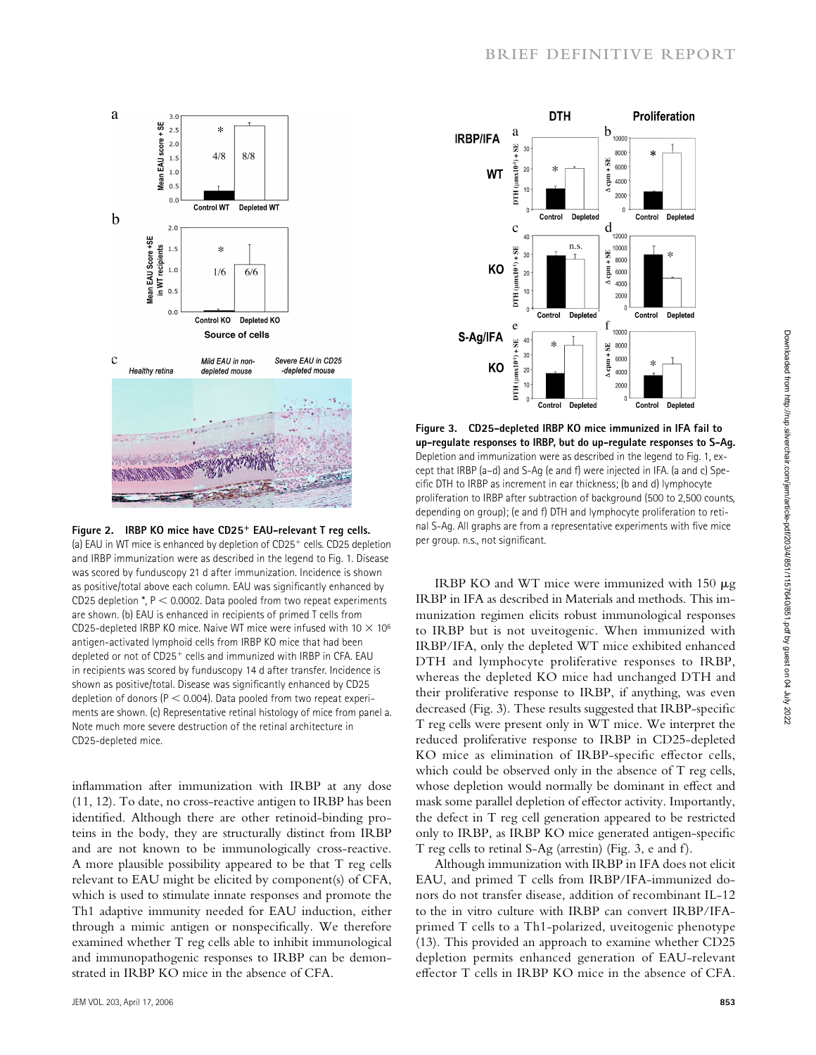**Figure 2. IRBP KO mice have CD25⁺ EAU-relevant T reg cells.** (a) EAU in WT mice is enhanced by depletion of CD25⁺ cells. CD25 depletion and IRBP immunization were as described in the legend to Fig. 1. Disease was scored by funduscopy 21 d after immunization. Incidence is shown as positive/total above each column. EAU was significantly enhanced by CD25 depletion *, $P < 0.0002$. Data pooled from two repeat experiments are shown. (b) EAU is enhanced in recipients of primed T cells from CD25-depleted IRBP KO mice. Naive WT mice were infused with $10 \times 10^6$ antigen-activated lymphoid cells from IRBP KO mice that had been depleted or not of CD25⁺ cells and immunized with IRBP in CFA. EAU in recipients was scored by funduscopy 14 d after transfer. Incidence is shown as positive/total. Disease was significantly enhanced by CD25 depletion of donors ($P < 0.004$). Data pooled from two repeat experiments are shown. (c) Representative retinal histology of mice from panel a. Note much more severe destruction of the retinal architecture in CD25-depleted mice.

**Figure 3. CD25-depleted IRBP KO mice immunized in IFA fail to up-regulate responses to IRBP, but do up-regulate responses to S-Ag.** Depletion and immunization were as described in the legend to Fig. 1, except that IRBP (a–d) and S-Ag (e and f) were injected in IFA. (a and c) Specific DTH to IRBP as increment in ear thickness; (b and d) lymphocyte proliferation to IRBP after subtraction of background (500 to 2,500 counts, depending on group); (e and f) DTH and lymphocyte proliferation to retinal S-Ag. All graphs are from a representative experiments with five mice per group. n.s., not significant.

inflammation after immunization with IRBP at any dose (11, 12). To date, no cross-reactive antigen to IRBP has been identified. Although there are other retinoid-binding proteins in the body, they are structurally distinct from IRBP and are not known to be immunologically cross-reactive. A more plausible possibility appeared to be that T reg cells relevant to EAU might be elicited by component(s) of CFA, which is used to stimulate innate responses and promote the Th1 adaptive immunity needed for EAU induction, either through a mimic antigen or nonspecifically. We therefore examined whether T reg cells able to inhibit immunological and immunopathogenic responses to IRBP can be demonstrated in IRBP KO mice in the absence of CFA.

IRBP KO and WT mice were immunized with 150 μg IRBP in IFA as described in Materials and methods. This immunization regimen elicits robust immunological responses to IRBP but is not uveitogenic. When immunized with IRBP/IFA, only the depleted WT mice exhibited enhanced DTH and lymphocyte proliferative responses to IRBP, whereas the depleted KO mice had unchanged DTH and their proliferative response to IRBP, if anything, was even decreased (Fig. 3). These results suggested that IRBP-specific T reg cells were present only in WT mice. We interpret the reduced proliferative response to IRBP in CD25-depleted KO mice as elimination of IRBP-specific effector cells, which could be observed only in the absence of T reg cells, whose depletion would normally be dominant in effect and mask some parallel depletion of effector activity. Importantly, the defect in T reg cell generation appeared to be restricted only to IRBP, as IRBP KO mice generated antigen-specific T reg cells to retinal S-Ag (arrestin) (Fig. 3, e and f).

Although immunization with IRBP in IFA does not elicit EAU, and primed T cells from IRBP/IFA-immunized donors do not transfer disease, addition of recombinant IL-12 to the in vitro culture with IRBP can convert IRBP/IFA-primed T cells to a Th1-polarized, uveitogenic phenotype (13). This provided an approach to examine whether CD25 depletion permits enhanced generation of EAU-relevant effector T cells in IRBP KO mice in the absence of CFA.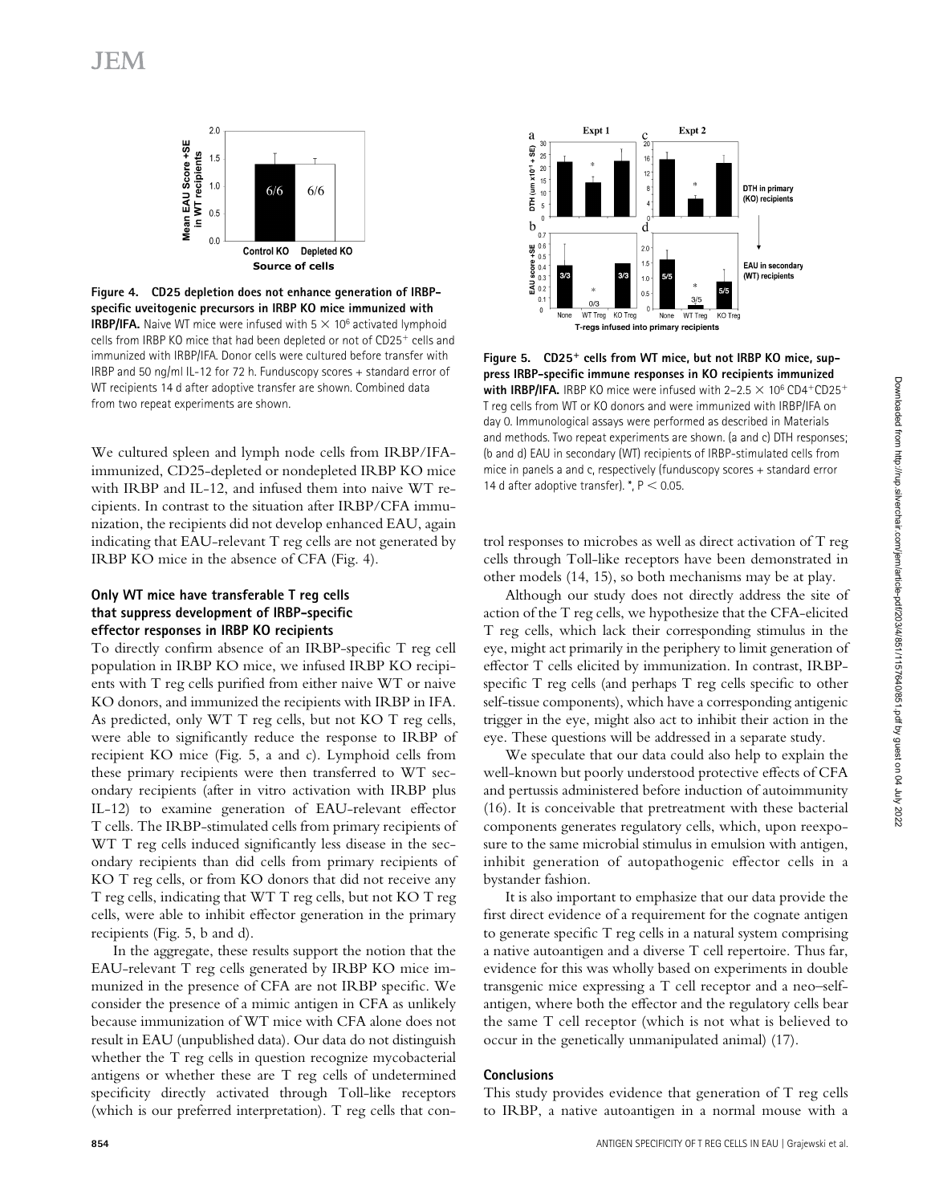**Figure 4. CD25 depletion does not enhance generation of IRBP-specific uveitogenic precursors in IRBP KO mice immunized with IRBP/IFA.** Naive WT mice were infused with $5 \times 10^6$ activated lymphoid cells from IRBP KO mice that had been depleted or not of $CD25^+$ cells and immunized with IRBP/IFA. Donor cells were cultured before transfer with IRBP and 50 ng/ml IL-12 for 72 h. Funduscopy scores + standard error of WT recipients 14 d after adoptive transfer are shown. Combined data from two repeat experiments are shown.

We cultured spleen and lymph node cells from IRBP/IFA-immunized, CD25-depleted or nondepleted IRBP KO mice with IRBP and IL-12, and infused them into naive WT recipients. In contrast to the situation after IRBP/CFA immunization, the recipients did not develop enhanced EAU, again indicating that EAU-relevant T cells are not generated by IRBP KO mice in the absence of CFA (Fig. 4).

### Only WT mice have transferable T reg cells that suppress development of IRBP-specific effector responses in IRBP KO recipients

To directly confirm absence of an IRBP-specific T reg cell population in IRBP KO mice, we infused IRBP KO recipients with T reg cells purified from either naive WT or naive KO donors, and immunized the recipients with IRBP in IFA. As predicted, only WT T reg cells, but not KO T reg cells, were able to significantly reduce the response to IRBP of recipient KO mice (Fig. 5, a and c). Lymphoid cells from these primary recipients were then transferred to WT secondary recipients (after in vitro activation with IRBP plus IL-12) to examine generation of EAU-relevant effector T cells. The IRBP-stimulated cells from primary recipients of WT T reg cells induced significantly less disease in the secondary recipients than did cells from primary recipients of KO T reg cells, or from KO donors that did not receive any T reg cells, indicating that WT T reg cells, but not KO T reg cells, were able to inhibit effector generation in the primary recipients (Fig. 5, b and d).

In the aggregate, these results support the notion that the EAU-relevant T reg cells generated by IRBP KO mice immunized in the presence of CFA are not IRBP specific. We consider the presence of a mimic antigen in CFA as unlikely because immunization of WT mice with CFA alone does not result in EAU (unpublished data). Our data do not distinguish whether the T reg cells in question recognize mycobacterial antigens or whether these are T reg cells of undetermined specificity directly activated through Toll-like receptors (which is our preferred interpretation). T reg cells that control responses to microbes as well as direct activation of T reg cells through Toll-like receptors have been demonstrated in other models (14, 15), so both mechanisms may be at play.

**Figure 5. $CD25^+$ cells from WT mice, but not IRBP KO mice, suppress IRBP-specific immune responses in KO recipients immunized with IRBP/IFA.** IRBP KO mice were infused with 2–2.5 $\times 10^6$ $CD4^+CD25^+$ T reg cells from WT or KO donors and were immunized with IRBP/IFA on day 0. Immunological assays were performed as described in Materials and methods. Two repeat experiments are shown. (a and c) DTH responses; (b and d) EAU in secondary (WT) recipients of IRBP-stimulated cells from mice in panels a and c, respectively (funduscopy scores + standard error 14 d after adoptive transfer). *, $P < 0.05$.

Although our study does not directly address the site of action of the T reg cells, we hypothesize that the CFA-elicited T reg cells, which lack their corresponding stimulus in the eye, might act primarily in the periphery to limit generation of effector T cells elicited by immunization. In contrast, IRBP-specific T reg cells (and perhaps T reg cells specific to other self-tissue components), which have a corresponding antigenic trigger in the eye, might also act to inhibit their action in the eye. These questions will be addressed in a separate study.

We speculate that our data could also help to explain the well-known but poorly understood protective effects of CFA and pertussis administered before induction of autoimmunity (16). It is conceivable that pretreatment with these bacterial components generates regulatory cells, which, upon reexposure to the same microbial stimulus in emulsion with antigen, inhibit generation of autopathogenic effector cells in a bystander fashion.

It is also important to emphasize that our data provide the first direct evidence of a requirement for the cognate antigen to generate specific T reg cells in a natural system comprising a native autoantigen and a diverse T cell repertoire. Thus far, evidence for this was wholly based on experiments in double transgenic mice expressing a T cell receptor and a neo–self-antigen, where both the effector and the regulatory cells bear the same T cell receptor (which is not what is believed to occur in the genetically unmanipulated animal) (17).

### Conclusions

This study provides evidence that generation of T reg cells to IRBP, a native autoantigen in a normal mouse with a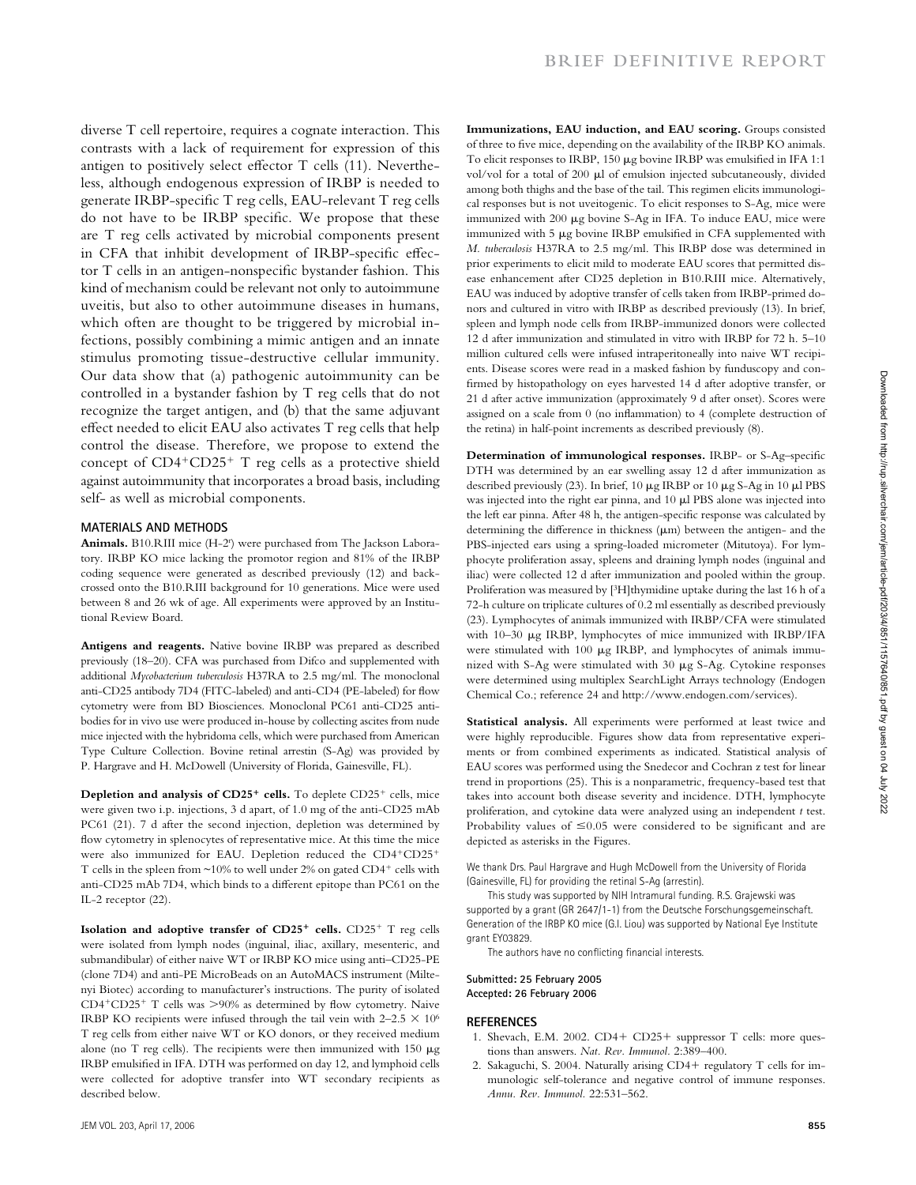diverse T cell repertoire, requires a cognate interaction. This contrasts with a lack of requirement for expression of this antigen to positively select effector T cells (11). Nevertheless, although endogenous expression of IRBP is needed to generate IRBP-specific T reg cells, EAU-relevant T reg cells do not have to be IRBP specific. We propose that these are T reg cells activated by microbial components present in CFA that inhibit development of IRBP-specific effector T cells in an antigen-nonspecific bystander fashion. This kind of mechanism could be relevant not only to autoimmune uveitis, but also to other autoimmune diseases in humans, which often are thought to be triggered by microbial infections, possibly combining a mimic antigen and an innate stimulus promoting tissue-destructive cellular immunity. Our data show that (a) pathogenic autoimmunity can be controlled in a bystander fashion by T reg cells that do not recognize the target antigen, and (b) that the same adjuvant effect needed to elicit EAU also activates T reg cells that help control the disease. Therefore, we propose to extend the concept of $CD4^+CD25^+$ T reg cells as a protective shield against autoimmunity that incorporates a broad basis, including self- as well as microbial components.

## MATERIALS AND METHODS

**Animals.** B10.RIII mice (H-2[r]) were purchased from The Jackson Laboratory. IRBP KO mice lacking the promotor region and 81% of the IRBP coding sequence were generated as described previously (12) and backcrossed onto the B10.RIII background for 10 generations. Mice were used between 8 and 26 wk of age. All experiments were approved by an Institutional Review Board.

**Antigens and reagents.** Native bovine IRBP was prepared as described previously (18–20). CFA was purchased from Difco and supplemented with additional *Mycobacterium tuberculosis* H37RA to 2.5 mg/ml. The monoclonal anti-CD25 antibody 7D4 (FITC-labeled) and anti-CD4 (PE-labeled) for flow cytometry were from BD Biosciences. Monoclonal PC61 anti-CD25 antibodies for in vivo use were produced in-house by collecting ascites from nude mice injected with the hybridoma cells, which were purchased from American Type Culture Collection. Bovine retinal arrestin (S-Ag) was provided by P. Hargrave and H. McDowell (University of Florida, Gainesville, FL).

**Depletion and analysis of $CD25^+$ cells.** To deplete $CD25^+$ cells, mice were given two i.p. injections, 3 d apart, of 1.0 mg of the anti-CD25 mAb PC61 (21). 7 d after the second injection, depletion was determined by flow cytometry in splenocytes of representative mice. At this time the mice were also immunized for EAU. Depletion reduced the $CD4^+CD25^+$ T cells in the spleen from ~10% to well under 2% on gated $CD4^+$ cells with anti-CD25 mAb 7D4, which binds to a different epitope than PC61 on the IL-2 receptor (22).

**Isolation and adoptive transfer of $CD25^+$ cells.** $CD25^+$ T reg cells were isolated from lymph nodes (inguinal, iliac, axillary, mesenteric, and submandibular) of either naive WT or IRBP KO mice using anti–CD25-PE (clone 7D4) and anti-PE MicroBeads on an AutoMACS instrument (Miltenyi Biotec) according to manufacturer's instructions. The purity of isolated $CD4^+CD25^+$ T cells was >90% as determined by flow cytometry. Naive IRBP KO recipients were infused through the tail vein with $2–2.5 \times 10^6$ T reg cells from either naive WT or KO donors, or they received medium alone (no T reg cells). The recipients were then immunized with 150 μg IRBP emulsified in IFA. DTH was performed on day 12, and lymphoid cells were collected for adoptive transfer into WT secondary recipients as described below.

**Immunizations, EAU induction, and EAU scoring.** Groups consisted of three to five mice, depending on the availability of the IRBP KO animals. To elicit responses to IRBP, 150 μg bovine IRBP was emulsified in IFA 1:1 vol/vol for a total of 200 μl of emulsion injected subcutaneously, divided among both thighs and the base of the tail. This regimen elicits immunological responses but is not uveitogenic. To elicit responses to S-Ag, mice were immunized with 200 μg bovine S-Ag in IFA. To induce EAU, mice were immunized with 5 μg bovine IRBP emulsified in CFA supplemented with *M. tuberculosis* H37RA to 2.5 mg/ml. This IRBP dose was determined in prior experiments to elicit mild to moderate EAU scores that permitted disease enhancement after CD25 depletion in B10.RIII mice. Alternatively, EAU was induced by adoptive transfer of cells taken from IRBP-primed donors and cultured in vitro with IRBP as described previously (13). In brief, spleen and lymph node cells from IRBP-immunized donors were collected 12 d after immunization and stimulated in vitro with IRBP for 72 h. 5–10 million cultured cells were infused intraperitoneally into naive WT recipients. Disease scores were read in a masked fashion by funduscopy and confirmed by histopathology on eyes harvested 14 d after adoptive transfer, or 21 d after active immunization (approximately 9 d after onset). Scores were assigned on a scale from 0 (no inflammation) to 4 (complete destruction of the retina) in half-point increments as described previously (8).

**Determination of immunological responses.** IRBP- or S-Ag–specific DTH was determined by an ear swelling assay 12 d after immunization as described previously (23). In brief, 10 μg IRBP or 10 μg S-Ag in 10 μl PBS was injected into the right ear pinna, and 10 μl PBS alone was injected into the left ear pinna. After 48 h, the antigen-specific response was calculated by determining the difference in thickness (μm) between the antigen- and the PBS-injected ears using a spring-loaded micrometer (Mitutoya). For lymphocyte proliferation assay, spleens and draining lymph nodes (inguinal and iliac) were collected 12 d after immunization and pooled within the group. Proliferation was measured by [$^3$H]thymidine uptake during the last 16 h of a 72-h culture on triplicate cultures of 0.2 ml essentially as described previously (23). Lymphocytes of animals immunized with IRBP/CFA were stimulated with 10–30 μg IRBP, lymphocytes of mice immunized with IRBP/IFA were stimulated with 100 μg IRBP, and lymphocytes of animals immunized with S-Ag were stimulated with 30 μg S-Ag. Cytokine responses were determined using multiplex SearchLight Arrays technology (Endogen Chemical Co.; reference 24 and http://www.endogen.com/services).

**Statistical analysis.** All experiments were performed at least twice and were highly reproducible. Figures show data from representative experiments or from combined experiments as indicated. Statistical analysis of EAU scores was performed using the Snedecor and Cochran z test for linear trend in proportions (25). This is a nonparametric, frequency-based test that takes into account both disease severity and incidence. DTH, lymphocyte proliferation, and cytokine data were analyzed using an independent *t* test. Probability values of $\leq 0.05$ were considered to be significant and are depicted as asterisks in the Figures.

We thank Drs. Paul Hargrave and Hugh McDowell from the University of Florida (Gainesville, FL) for providing the retinal S-Ag (arrestin).

This study was supported by NIH Intramural funding. R.S. Grajewski was supported by a grant (GR 2647/1-1) from the Deutsche Forschungsgemeinschaft. Generation of the IRBP KO mice (G.I. Liou) was supported by National Eye Institute grant EY03829.

The authors have no conflicting financial interests.

**Submitted: 25 February 2005**
**Accepted: 26 February 2006**

## REFERENCES

1. Shevach, E.M. 2002. CD4+ CD25+ suppressor T cells: more questions than answers. *Nat. Rev. Immunol.* 2:389–400.
2. Sakaguchi, S. 2004. Naturally arising CD4+ regulatory T cells for immunologic self-tolerance and negative control of immune responses. *Annu. Rev. Immunol.* 22:531–562.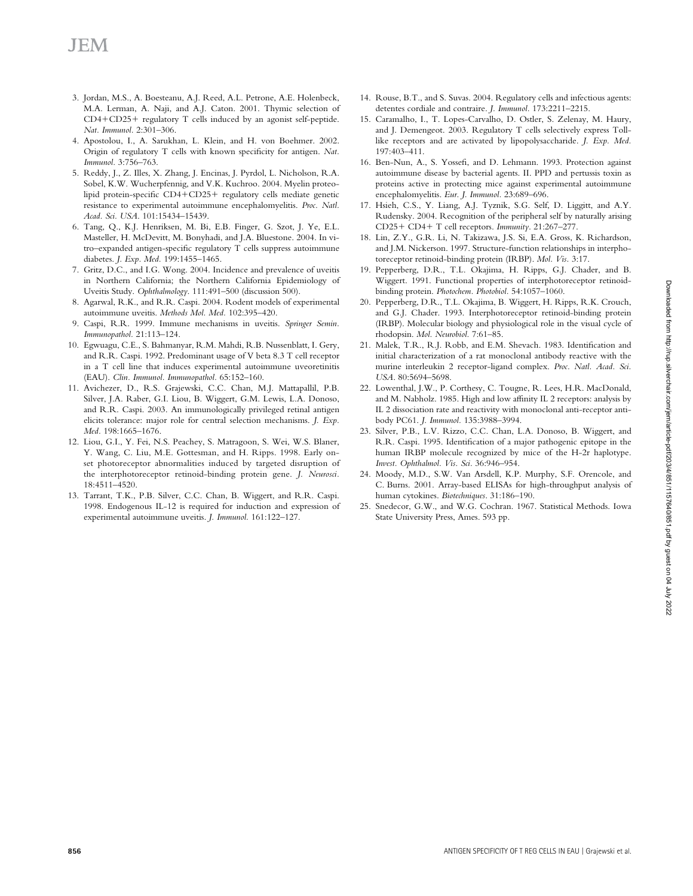3. Jordan, M.S., A. Boesteanu, A.J. Reed, A.L. Petrone, A.E. Holenbeck, M.A. Lerman, A. Naji, and A.J. Caton. 2001. Thymic selection of CD4+CD25+ regulatory T cells induced by an agonist self-peptide. *Nat. Immunol.* 2:301–306.
4. Apostolou, I., A. Sarukhan, L. Klein, and H. von Boehmer. 2002. Origin of regulatory T cells with known specificity for antigen. *Nat. Immunol.* 3:756–763.
5. Reddy, J., Z. Illes, X. Zhang, J. Encinas, J. Pyrdol, L. Nicholson, R.A. Sobel, K.W. Wucherpfennig, and V.K. Kuchroo. 2004. Myelin proteolipid protein-specific CD4+CD25+ regulatory cells mediate genetic resistance to experimental autoimmune encephalomyelitis. *Proc. Natl. Acad. Sci. USA.* 101:15434–15439.
6. Tang, Q., K.J. Henriksen, M. Bi, E.B. Finger, G. Szot, J. Ye, E.L. Masteller, H. McDevitt, M. Bonyhadi, and J.A. Bluestone. 2004. In vitro–expanded antigen-specific regulatory T cells suppress autoimmune diabetes. *J. Exp. Med.* 199:1455–1465.
7. Gritz, D.C., and I.G. Wong. 2004. Incidence and prevalence of uveitis in Northern California; the Northern California Epidemiology of Uveitis Study. *Ophthalmology.* 111:491–500 (discussion 500).
8. Agarwal, R.K., and R.R. Caspi. 2004. Rodent models of experimental autoimmune uveitis. *Methods Mol. Med.* 102:395–420.
9. Caspi, R.R. 1999. Immune mechanisms in uveitis. *Springer Semin. Immunopathol.* 21:113–124.
10. Egwuagu, C.E., S. Bahmanyar, R.M. Mahdi, R.B. Nussenblatt, I. Gery, and R.R. Caspi. 1992. Predominant usage of V beta 8.3 T cell receptor in a T cell line that induces experimental autoimmune uveoretinitis (EAU). *Clin. Immunol. Immunopathol.* 65:152–160.
11. Avichezer, D., R.S. Grajewski, C.C. Chan, M.J. Mattapallil, P.B. Silver, J.A. Raber, G.I. Liou, B. Wiggert, G.M. Lewis, L.A. Donoso, and R.R. Caspi. 2003. An immunologically privileged retinal antigen elicits tolerance: major role for central selection mechanisms. *J. Exp. Med.* 198:1665–1676.
12. Liou, G.I., Y. Fei, N.S. Peachey, S. Matragoon, S. Wei, W.S. Blaner, Y. Wang, C. Liu, M.E. Gottesman, and H. Ripps. 1998. Early onset photoreceptor abnormalities induced by targeted disruption of the interphotoreceptor retinoid-binding protein gene. *J. Neurosci.* 18:4511–4520.
13. Tarrant, T.K., P.B. Silver, C.C. Chan, B. Wiggert, and R.R. Caspi. 1998. Endogenous IL-12 is required for induction and expression of experimental autoimmune uveitis. *J. Immunol.* 161:122–127.
14. Rouse, B.T., and S. Suvas. 2004. Regulatory cells and infectious agents: detentes cordiale and contraire. *J. Immunol.* 173:2211–2215.
15. Caramalho, I., T. Lopes-Carvalho, D. Ostler, S. Zelenay, M. Haury, and J. Demengeot. 2003. Regulatory T cells selectively express Toll-like receptors and are activated by lipopolysaccharide. *J. Exp. Med.* 197:403–411.
16. Ben-Nun, A., S. Yossefi, and D. Lehmann. 1993. Protection against autoimmune disease by bacterial agents. II. PPD and pertussis toxin as proteins active in protecting mice against experimental autoimmune encephalomyelitis. *Eur. J. Immunol.* 23:689–696.
17. Hsieh, C.S., Y. Liang, A.J. Tyznik, S.G. Self, D. Liggitt, and A.Y. Rudensky. 2004. Recognition of the peripheral self by naturally arising CD25+ CD4+ T cell receptors. *Immunity.* 21:267–277.
18. Lin, Z.Y., G.R. Li, N. Takizawa, J.S. Si, E.A. Gross, K. Richardson, and J.M. Nickerson. 1997. Structure-function relationships in interphotoreceptor retinoid-binding protein (IRBP). *Mol. Vis.* 3:17.
19. Pepperberg, D.R., T.L. Okajima, H. Ripps, G.J. Chader, and B. Wiggert. 1991. Functional properties of interphotoreceptor retinoid-binding protein. *Photochem. Photobiol.* 54:1057–1060.
20. Pepperberg, D.R., T.L. Okajima, B. Wiggert, H. Ripps, R.K. Crouch, and G.J. Chader. 1993. Interphotoreceptor retinoid-binding protein (IRBP). Molecular biology and physiological role in the visual cycle of rhodopsin. *Mol. Neurobiol.* 7:61–85.
21. Malek, T.R., R.J. Robb, and E.M. Shevach. 1983. Identification and initial characterization of a rat monoclonal antibody reactive with the murine interleukin 2 receptor-ligand complex. *Proc. Natl. Acad. Sci. USA.* 80:5694–5698.
22. Lowenthal, J.W., P. Corthesy, C. Tougne, R. Lees, H.R. MacDonald, and M. Nabholz. 1985. High and low affinity IL 2 receptors: analysis by IL 2 dissociation rate and reactivity with monoclonal anti-receptor antibody PC61. *J. Immunol.* 135:3988–3994.
23. Silver, P.B., L.V. Rizzo, C.C. Chan, L.A. Donoso, B. Wiggert, and R.R. Caspi. 1995. Identification of a major pathogenic epitope in the human IRBP molecule recognized by mice of the H-2r haplotype. *Invest. Ophthalmol. Vis. Sci.* 36:946–954.
24. Moody, M.D., S.W. Van Arsdell, K.P. Murphy, S.F. Orencole, and C. Burns. 2001. Array-based ELISAs for high-throughput analysis of human cytokines. *Biotechniques.* 31:186–190.
25. Snedecor, G.W., and W.G. Cochran. 1967. Statistical Methods. Iowa State University Press, Ames. 593 pp.